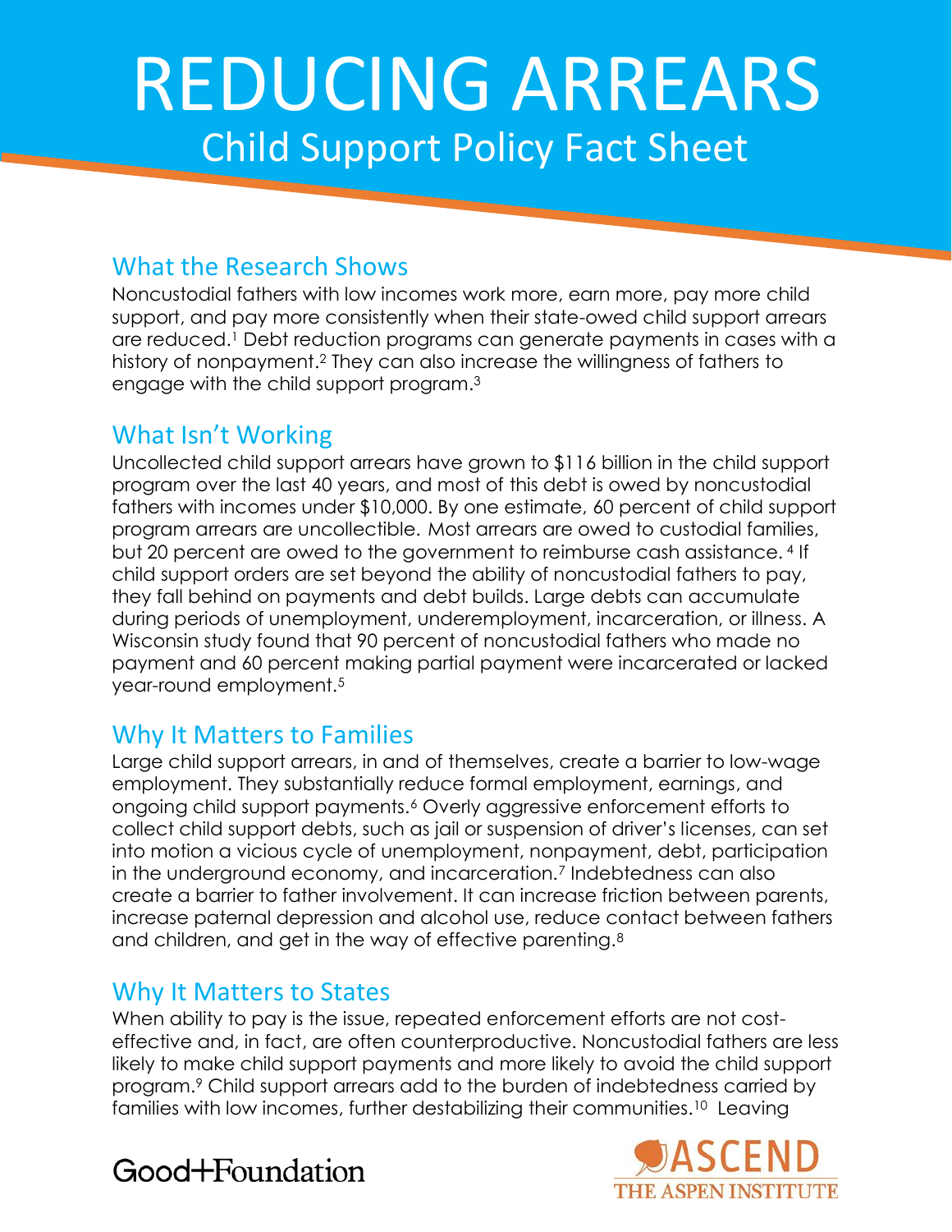# REDUCING ARREARS

## Child Support Policy Fact Sheet

### What the Research Shows

Noncustodial fathers with low incomes work more, earn more, pay more child support, and pay more consistently when their state-owed child support arrears are reduced.[1] Debt reduction programs can generate payments in cases with a history of nonpayment.[2] They can also increase the willingness of fathers to engage with the child support program.[3]

### What Isn't Working

Uncollected child support arrears have grown to $116 billion in the child support program over the last 40 years, and most of this debt is owed by noncustodial fathers with incomes under $10,000. By one estimate, 60 percent of child support program arrears are uncollectible. Most arrears are owed to custodial families, but 20 percent are owed to the government to reimburse cash assistance. [4] If child support orders are set beyond the ability of noncustodial fathers to pay, they fall behind on payments and debt builds. Large debts can accumulate during periods of unemployment, underemployment, incarceration, or illness. A Wisconsin study found that 90 percent of noncustodial fathers who made no payment and 60 percent making partial payment were incarcerated or lacked year-round employment.[5]

### Why It Matters to Families

Large child support arrears, in and of themselves, create a barrier to low-wage employment. They substantially reduce formal employment, earnings, and ongoing child support payments.[6] Overly aggressive enforcement efforts to collect child support debts, such as jail or suspension of driver's licenses, can set into motion a vicious cycle of unemployment, nonpayment, debt, participation in the underground economy, and incarceration.[7] Indebtedness can also create a barrier to father involvement. It can increase friction between parents, increase paternal depression and alcohol use, reduce contact between fathers and children, and get in the way of effective parenting.[8]

### Why It Matters to States

When ability to pay is the issue, repeated enforcement efforts are not cost-effective and, in fact, are often counterproductive. Noncustodial fathers are less likely to make child support payments and more likely to avoid the child support program.[9] Child support arrears add to the burden of indebtedness carried by families with low incomes, further destabilizing their communities.[10] Leaving

Good+Foundation

ASCEND THE ASPEN INSTITUTE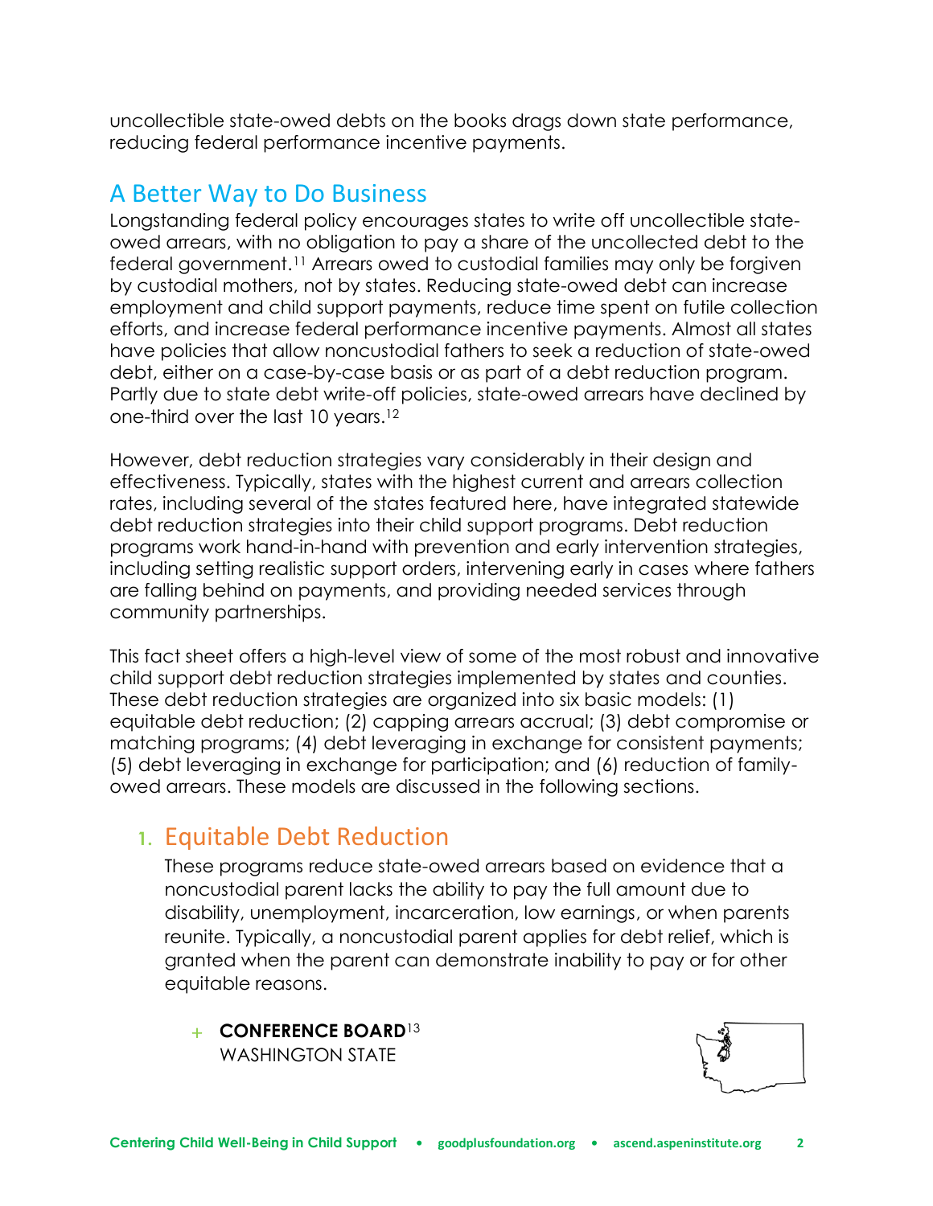uncollectible state-owed debts on the books drags down state performance, reducing federal performance incentive payments.

## A Better Way to Do Business

Longstanding federal policy encourages states to write off uncollectible state-owed arrears, with no obligation to pay a share of the uncollected debt to the federal government.[11] Arrears owed to custodial families may only be forgiven by custodial mothers, not by states. Reducing state-owed debt can increase employment and child support payments, reduce time spent on futile collection efforts, and increase federal performance incentive payments. Almost all states have policies that allow noncustodial fathers to seek a reduction of state-owed debt, either on a case-by-case basis or as part of a debt reduction program. Partly due to state debt write-off policies, state-owed arrears have declined by one-third over the last 10 years.[12]

However, debt reduction strategies vary considerably in their design and effectiveness. Typically, states with the highest current and arrears collection rates, including several of the states featured here, have integrated statewide debt reduction strategies into their child support programs. Debt reduction programs work hand-in-hand with prevention and early intervention strategies, including setting realistic support orders, intervening early in cases where fathers are falling behind on payments, and providing needed services through community partnerships.

This fact sheet offers a high-level view of some of the most robust and innovative child support debt reduction strategies implemented by states and counties. These debt reduction strategies are organized into six basic models: (1) equitable debt reduction; (2) capping arrears accrual; (3) debt compromise or matching programs; (4) debt leveraging in exchange for consistent payments; (5) debt leveraging in exchange for participation; and (6) reduction of family-owed arrears. These models are discussed in the following sections.

### 1. Equitable Debt Reduction

These programs reduce state-owed arrears based on evidence that a noncustodial parent lacks the ability to pay the full amount due to disability, unemployment, incarceration, low earnings, or when parents reunite. Typically, a noncustodial parent applies for debt relief, which is granted when the parent can demonstrate inability to pay or for other equitable reasons.

+ **CONFERENCE BOARD**[13]
  WASHINGTON STATE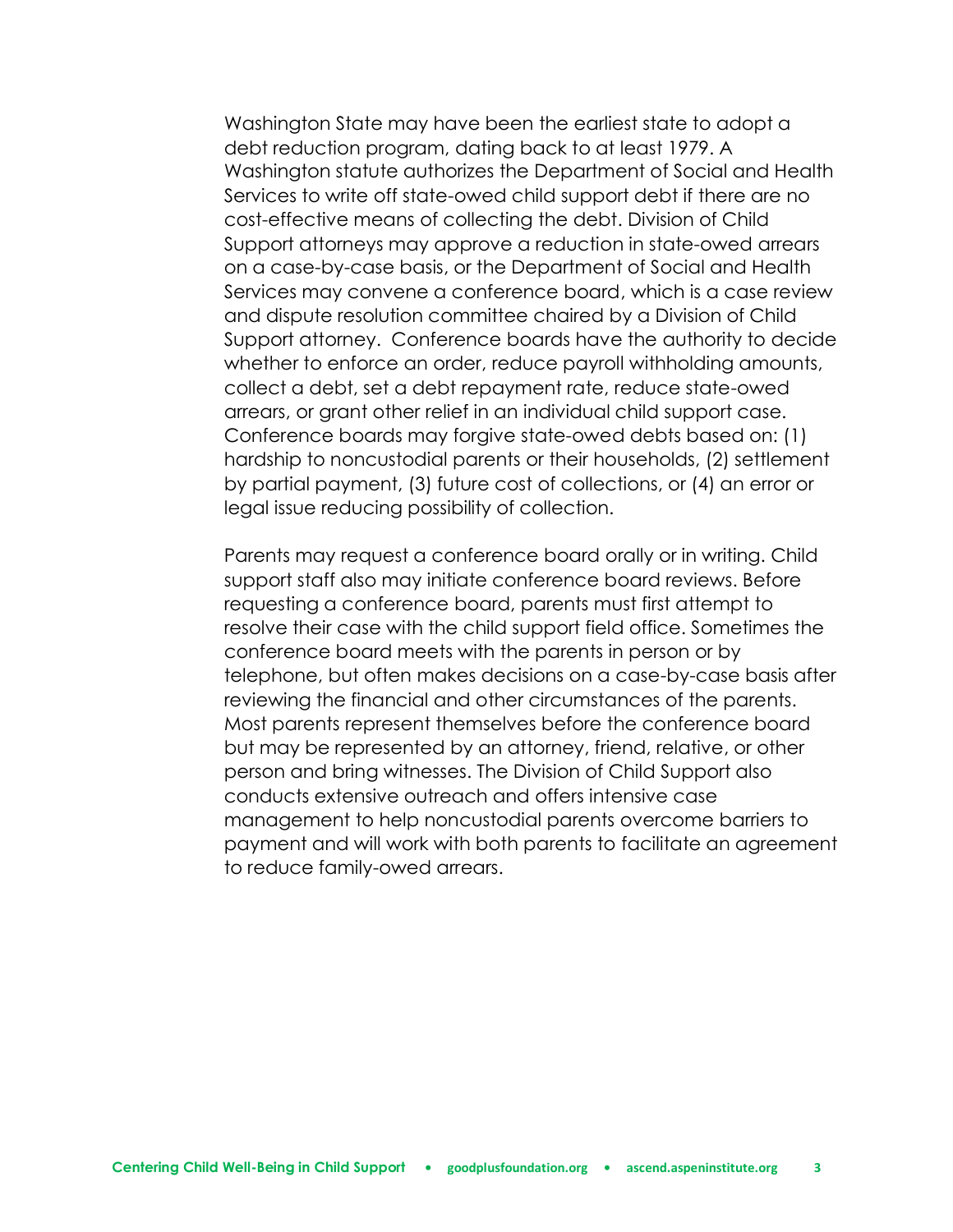Washington State may have been the earliest state to adopt a debt reduction program, dating back to at least 1979. A Washington statute authorizes the Department of Social and Health Services to write off state-owed child support debt if there are no cost-effective means of collecting the debt. Division of Child Support attorneys may approve a reduction in state-owed arrears on a case-by-case basis, or the Department of Social and Health Services may convene a conference board, which is a case review and dispute resolution committee chaired by a Division of Child Support attorney. Conference boards have the authority to decide whether to enforce an order, reduce payroll withholding amounts, collect a debt, set a debt repayment rate, reduce state-owed arrears, or grant other relief in an individual child support case. Conference boards may forgive state-owed debts based on: (1) hardship to noncustodial parents or their households, (2) settlement by partial payment, (3) future cost of collections, or (4) an error or legal issue reducing possibility of collection.

Parents may request a conference board orally or in writing. Child support staff also may initiate conference board reviews. Before requesting a conference board, parents must first attempt to resolve their case with the child support field office. Sometimes the conference board meets with the parents in person or by telephone, but often makes decisions on a case-by-case basis after reviewing the financial and other circumstances of the parents. Most parents represent themselves before the conference board but may be represented by an attorney, friend, relative, or other person and bring witnesses. The Division of Child Support also conducts extensive outreach and offers intensive case management to help noncustodial parents overcome barriers to payment and will work with both parents to facilitate an agreement to reduce family-owed arrears.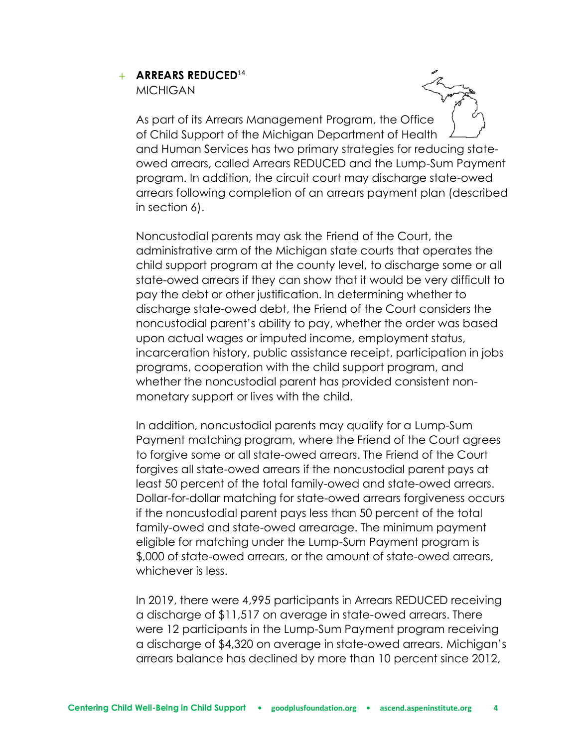+ **ARREARS REDUCED**[14]
MICHIGAN

As part of its Arrears Management Program, the Office of Child Support of the Michigan Department of Health and Human Services has two primary strategies for reducing state-owed arrears, called Arrears REDUCED and the Lump-Sum Payment program. In addition, the circuit court may discharge state-owed arrears following completion of an arrears payment plan (described in section 6).

Noncustodial parents may ask the Friend of the Court, the administrative arm of the Michigan state courts that operates the child support program at the county level, to discharge some or all state-owed arrears if they can show that it would be very difficult to pay the debt or other justification. In determining whether to discharge state-owed debt, the Friend of the Court considers the noncustodial parent's ability to pay, whether the order was based upon actual wages or imputed income, employment status, incarceration history, public assistance receipt, participation in jobs programs, cooperation with the child support program, and whether the noncustodial parent has provided consistent non-monetary support or lives with the child.

In addition, noncustodial parents may qualify for a Lump-Sum Payment matching program, where the Friend of the Court agrees to forgive some or all state-owed arrears. The Friend of the Court forgives all state-owed arrears if the noncustodial parent pays at least 50 percent of the total family-owed and state-owed arrears. Dollar-for-dollar matching for state-owed arrears forgiveness occurs if the noncustodial parent pays less than 50 percent of the total family-owed and state-owed arrearage. The minimum payment eligible for matching under the Lump-Sum Payment program is $,000 of state-owed arrears, or the amount of state-owed arrears, whichever is less.

In 2019, there were 4,995 participants in Arrears REDUCED receiving a discharge of $11,517 on average in state-owed arrears. There were 12 participants in the Lump-Sum Payment program receiving a discharge of $4,320 on average in state-owed arrears. Michigan's arrears balance has declined by more than 10 percent since 2012,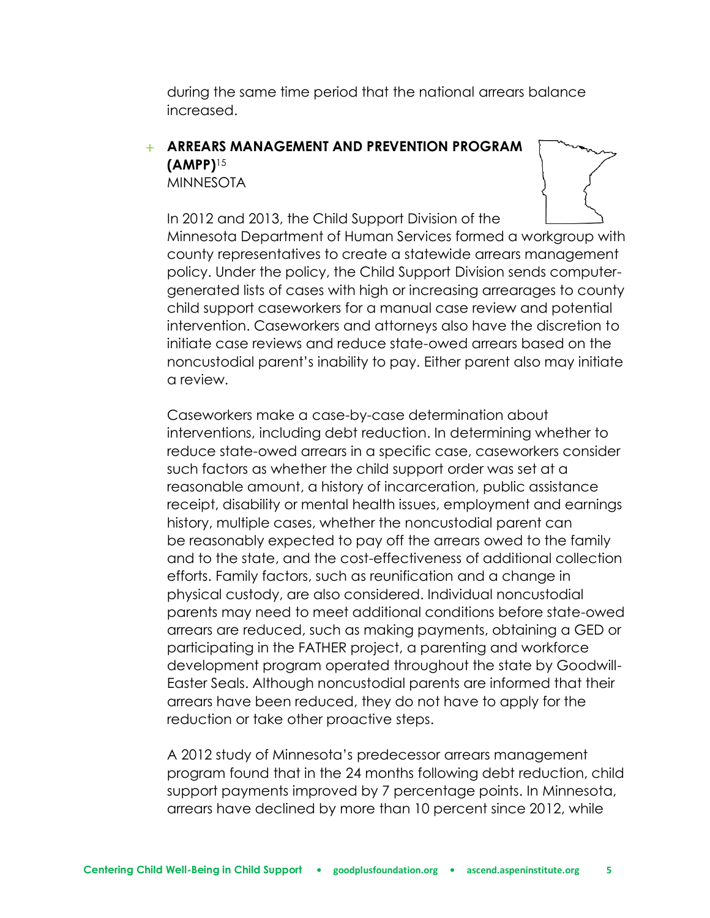during the same time period that the national arrears balance increased.

### + ARREARS MANAGEMENT AND PREVENTION PROGRAM (AMPP)[15]

MINNESOTA

In 2012 and 2013, the Child Support Division of the Minnesota Department of Human Services formed a workgroup with county representatives to create a statewide arrears management policy. Under the policy, the Child Support Division sends computer-generated lists of cases with high or increasing arrearages to county child support caseworkers for a manual case review and potential intervention. Caseworkers and attorneys also have the discretion to initiate case reviews and reduce state-owed arrears based on the noncustodial parent's inability to pay. Either parent also may initiate a review.

Caseworkers make a case-by-case determination about interventions, including debt reduction. In determining whether to reduce state-owed arrears in a specific case, caseworkers consider such factors as whether the child support order was set at a reasonable amount, a history of incarceration, public assistance receipt, disability or mental health issues, employment and earnings history, multiple cases, whether the noncustodial parent can be reasonably expected to pay off the arrears owed to the family and to the state, and the cost-effectiveness of additional collection efforts. Family factors, such as reunification and a change in physical custody, are also considered. Individual noncustodial parents may need to meet additional conditions before state-owed arrears are reduced, such as making payments, obtaining a GED or participating in the FATHER project, a parenting and workforce development program operated throughout the state by Goodwill-Easter Seals. Although noncustodial parents are informed that their arrears have been reduced, they do not have to apply for the reduction or take other proactive steps.

A 2012 study of Minnesota's predecessor arrears management program found that in the 24 months following debt reduction, child support payments improved by 7 percentage points. In Minnesota, arrears have declined by more than 10 percent since 2012, while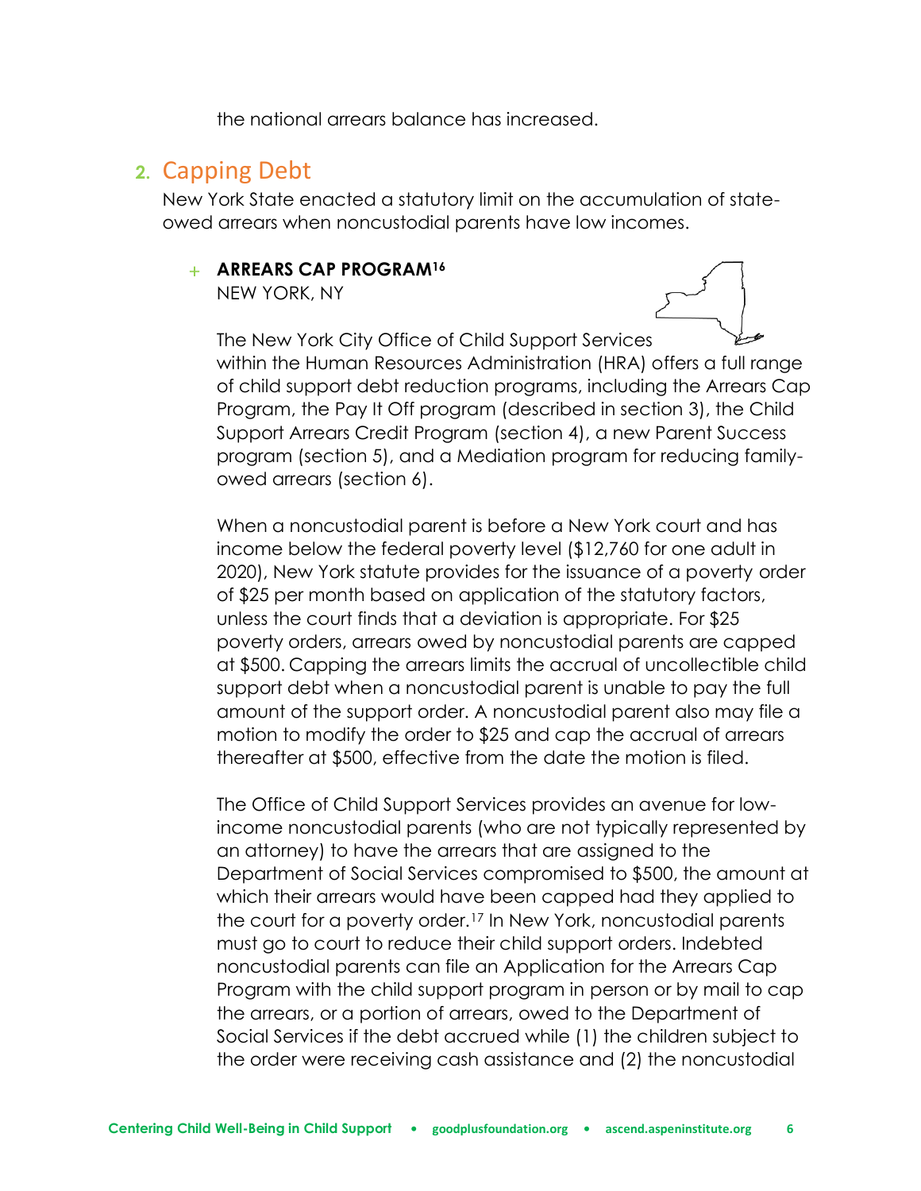the national arrears balance has increased.

## 2. Capping Debt

New York State enacted a statutory limit on the accumulation of state-owed arrears when noncustodial parents have low incomes.

### + ARREARS CAP PROGRAM[16]

NEW YORK, NY

The New York City Office of Child Support Services within the Human Resources Administration (HRA) offers a full range of child support debt reduction programs, including the Arrears Cap Program, the Pay It Off program (described in section 3), the Child Support Arrears Credit Program (section 4), a new Parent Success program (section 5), and a Mediation program for reducing family-owed arrears (section 6).

When a noncustodial parent is before a New York court and has income below the federal poverty level ($12,760 for one adult in 2020), New York statute provides for the issuance of a poverty order of $25 per month based on application of the statutory factors, unless the court finds that a deviation is appropriate. For $25 poverty orders, arrears owed by noncustodial parents are capped at $500. Capping the arrears limits the accrual of uncollectible child support debt when a noncustodial parent is unable to pay the full amount of the support order. A noncustodial parent also may file a motion to modify the order to $25 and cap the accrual of arrears thereafter at $500, effective from the date the motion is filed.

The Office of Child Support Services provides an avenue for low-income noncustodial parents (who are not typically represented by an attorney) to have the arrears that are assigned to the Department of Social Services compromised to $500, the amount at which their arrears would have been capped had they applied to the court for a poverty order.[17] In New York, noncustodial parents must go to court to reduce their child support orders. Indebted noncustodial parents can file an Application for the Arrears Cap Program with the child support program in person or by mail to cap the arrears, or a portion of arrears, owed to the Department of Social Services if the debt accrued while (1) the children subject to the order were receiving cash assistance and (2) the noncustodial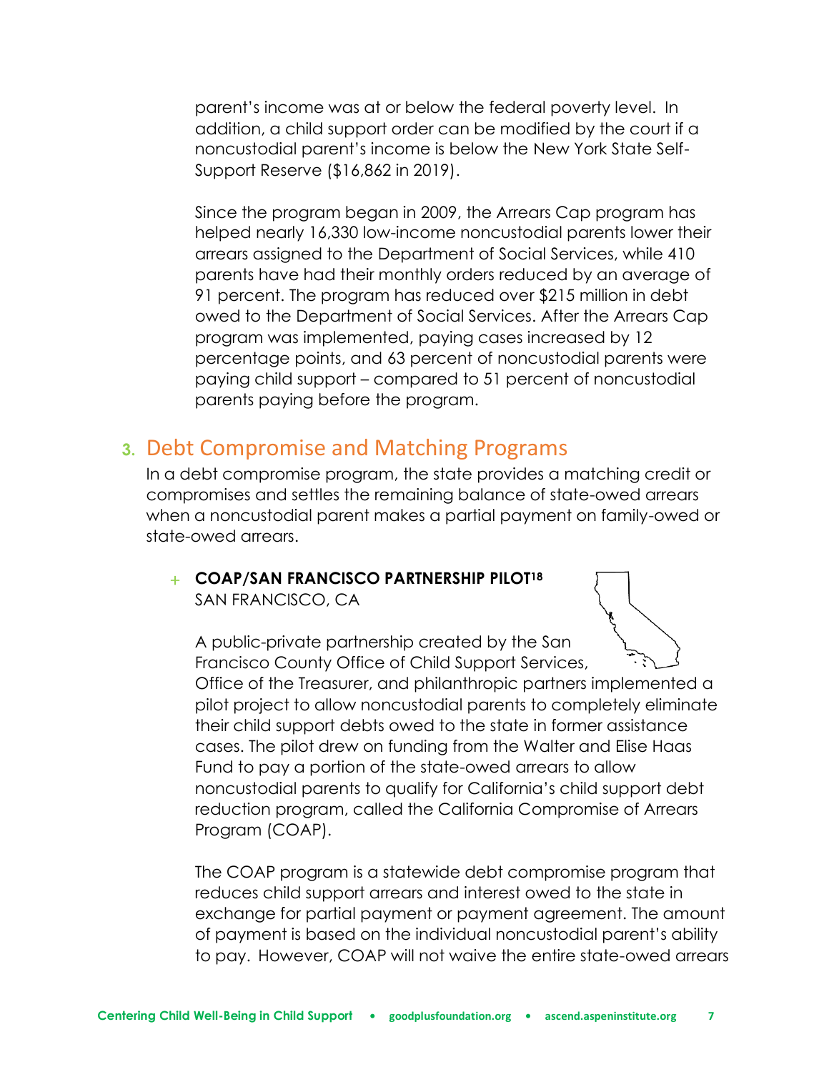parent's income was at or below the federal poverty level. In addition, a child support order can be modified by the court if a noncustodial parent's income is below the New York State Self-Support Reserve ($16,862 in 2019).

Since the program began in 2009, the Arrears Cap program has helped nearly 16,330 low-income noncustodial parents lower their arrears assigned to the Department of Social Services, while 410 parents have had their monthly orders reduced by an average of 91 percent. The program has reduced over $215 million in debt owed to the Department of Social Services. After the Arrears Cap program was implemented, paying cases increased by 12 percentage points, and 63 percent of noncustodial parents were paying child support – compared to 51 percent of noncustodial parents paying before the program.

## 3. Debt Compromise and Matching Programs

In a debt compromise program, the state provides a matching credit or compromises and settles the remaining balance of state-owed arrears when a noncustodial parent makes a partial payment on family-owed or state-owed arrears.

+ **COAP/SAN FRANCISCO PARTNERSHIP PILOT[18]**
  SAN FRANCISCO, CA

  A public-private partnership created by the San Francisco County Office of Child Support Services, Office of the Treasurer, and philanthropic partners implemented a pilot project to allow noncustodial parents to completely eliminate their child support debts owed to the state in former assistance cases. The pilot drew on funding from the Walter and Elise Haas Fund to pay a portion of the state-owed arrears to allow noncustodial parents to qualify for California's child support debt reduction program, called the California Compromise of Arrears Program (COAP).

  The COAP program is a statewide debt compromise program that reduces child support arrears and interest owed to the state in exchange for partial payment or payment agreement. The amount of payment is based on the individual noncustodial parent's ability to pay. However, COAP will not waive the entire state-owed arrears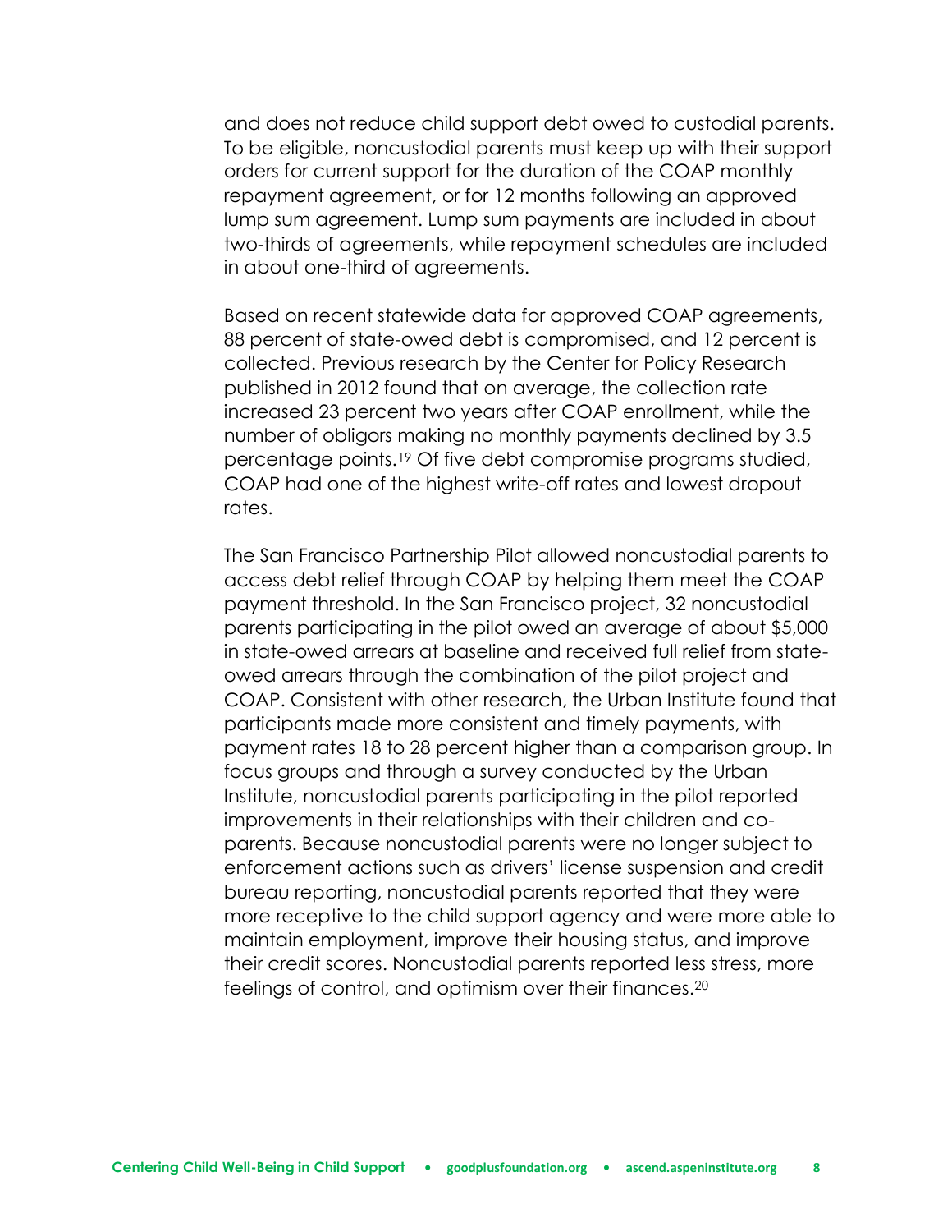and does not reduce child support debt owed to custodial parents. To be eligible, noncustodial parents must keep up with their support orders for current support for the duration of the COAP monthly repayment agreement, or for 12 months following an approved lump sum agreement. Lump sum payments are included in about two-thirds of agreements, while repayment schedules are included in about one-third of agreements.

Based on recent statewide data for approved COAP agreements, 88 percent of state-owed debt is compromised, and 12 percent is collected. Previous research by the Center for Policy Research published in 2012 found that on average, the collection rate increased 23 percent two years after COAP enrollment, while the number of obligors making no monthly payments declined by 3.5 percentage points.[19] Of five debt compromise programs studied, COAP had one of the highest write-off rates and lowest dropout rates.

The San Francisco Partnership Pilot allowed noncustodial parents to access debt relief through COAP by helping them meet the COAP payment threshold. In the San Francisco project, 32 noncustodial parents participating in the pilot owed an average of about $5,000 in state-owed arrears at baseline and received full relief from state-owed arrears through the combination of the pilot project and COAP. Consistent with other research, the Urban Institute found that participants made more consistent and timely payments, with payment rates 18 to 28 percent higher than a comparison group. In focus groups and through a survey conducted by the Urban Institute, noncustodial parents participating in the pilot reported improvements in their relationships with their children and co-parents. Because noncustodial parents were no longer subject to enforcement actions such as drivers' license suspension and credit bureau reporting, noncustodial parents reported that they were more receptive to the child support agency and were more able to maintain employment, improve their housing status, and improve their credit scores. Noncustodial parents reported less stress, more feelings of control, and optimism over their finances.[20]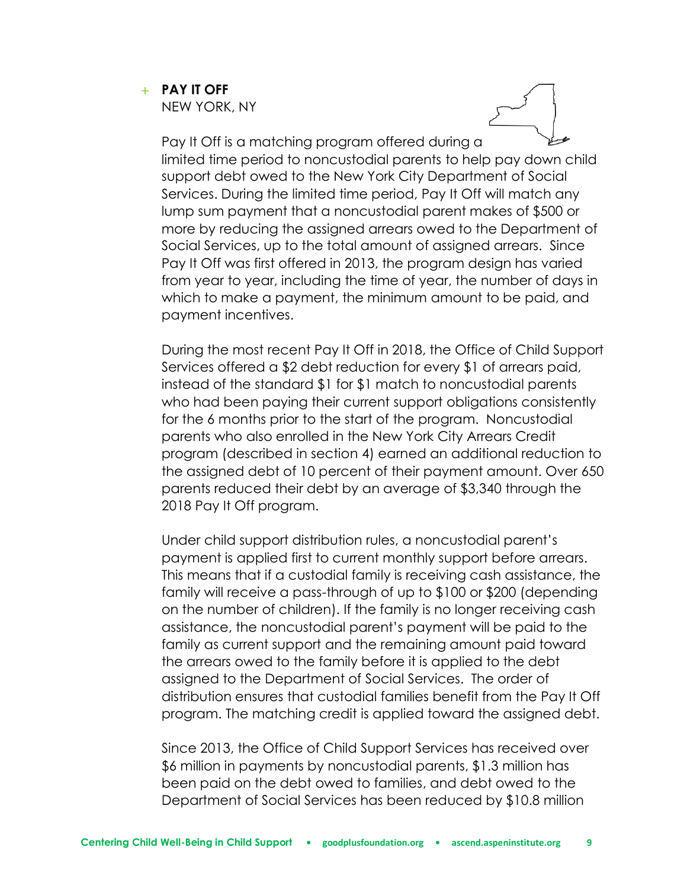**PAY IT OFF**
NEW YORK, NY

Pay It Off is a matching program offered during a limited time period to noncustodial parents to help pay down child support debt owed to the New York City Department of Social Services. During the limited time period, Pay It Off will match any lump sum payment that a noncustodial parent makes of $500 or more by reducing the assigned arrears owed to the Department of Social Services, up to the total amount of assigned arrears. Since Pay It Off was first offered in 2013, the program design has varied from year to year, including the time of year, the number of days in which to make a payment, the minimum amount to be paid, and payment incentives.

During the most recent Pay It Off in 2018, the Office of Child Support Services offered a $2 debt reduction for every $1 of arrears paid, instead of the standard $1 for $1 match to noncustodial parents who had been paying their current support obligations consistently for the 6 months prior to the start of the program. Noncustodial parents who also enrolled in the New York City Arrears Credit program (described in section 4) earned an additional reduction to the assigned debt of 10 percent of their payment amount. Over 650 parents reduced their debt by an average of $3,340 through the 2018 Pay It Off program.

Under child support distribution rules, a noncustodial parent's payment is applied first to current monthly support before arrears. This means that if a custodial family is receiving cash assistance, the family will receive a pass-through of up to $100 or $200 (depending on the number of children). If the family is no longer receiving cash assistance, the noncustodial parent's payment will be paid to the family as current support and the remaining amount paid toward the arrears owed to the family before it is applied to the debt assigned to the Department of Social Services. The order of distribution ensures that custodial families benefit from the Pay It Off program. The matching credit is applied toward the assigned debt.

Since 2013, the Office of Child Support Services has received over $6 million in payments by noncustodial parents, $1.3 million has been paid on the debt owed to families, and debt owed to the Department of Social Services has been reduced by $10.8 million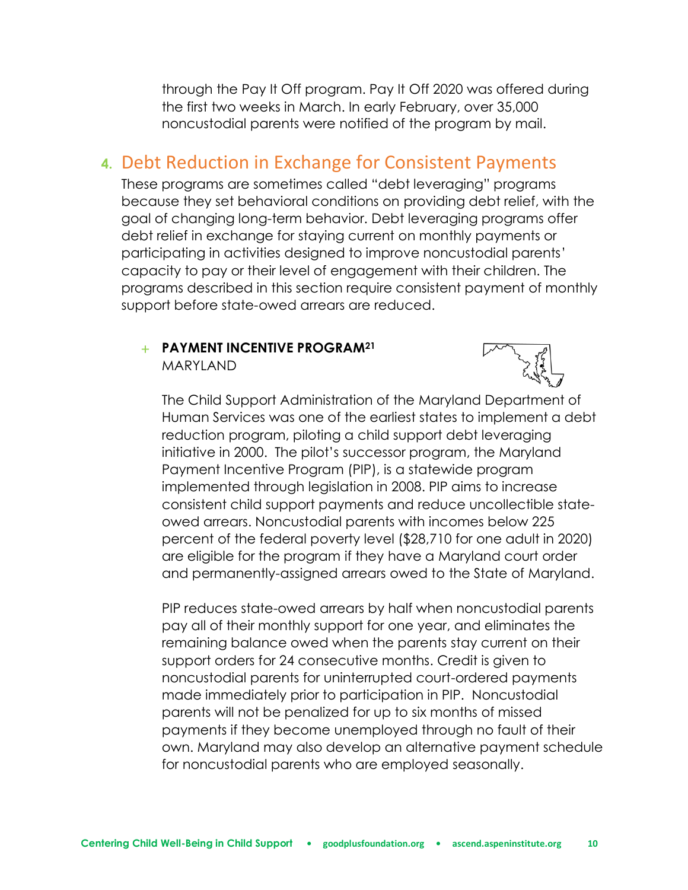through the Pay It Off program. Pay It Off 2020 was offered during the first two weeks in March. In early February, over 35,000 noncustodial parents were notified of the program by mail.

## 4. Debt Reduction in Exchange for Consistent Payments

These programs are sometimes called "debt leveraging" programs because they set behavioral conditions on providing debt relief, with the goal of changing long-term behavior. Debt leveraging programs offer debt relief in exchange for staying current on monthly payments or participating in activities designed to improve noncustodial parents' capacity to pay or their level of engagement with their children. The programs described in this section require consistent payment of monthly support before state-owed arrears are reduced.

### + PAYMENT INCENTIVE PROGRAM[21]

MARYLAND

The Child Support Administration of the Maryland Department of Human Services was one of the earliest states to implement a debt reduction program, piloting a child support debt leveraging initiative in 2000. The pilot's successor program, the Maryland Payment Incentive Program (PIP), is a statewide program implemented through legislation in 2008. PIP aims to increase consistent child support payments and reduce uncollectible state-owed arrears. Noncustodial parents with incomes below 225 percent of the federal poverty level ($28,710 for one adult in 2020) are eligible for the program if they have a Maryland court order and permanently-assigned arrears owed to the State of Maryland.

PIP reduces state-owed arrears by half when noncustodial parents pay all of their monthly support for one year, and eliminates the remaining balance owed when the parents stay current on their support orders for 24 consecutive months. Credit is given to noncustodial parents for uninterrupted court-ordered payments made immediately prior to participation in PIP. Noncustodial parents will not be penalized for up to six months of missed payments if they become unemployed through no fault of their own. Maryland may also develop an alternative payment schedule for noncustodial parents who are employed seasonally.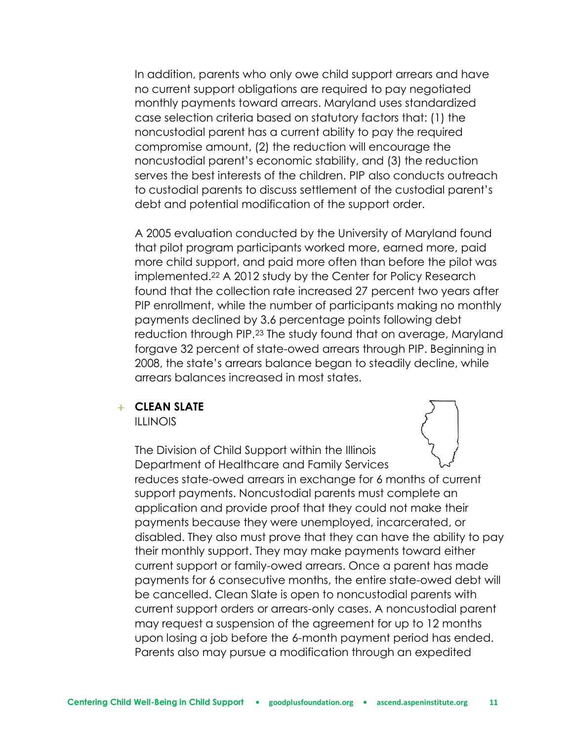In addition, parents who only owe child support arrears and have no current support obligations are required to pay negotiated monthly payments toward arrears. Maryland uses standardized case selection criteria based on statutory factors that: (1) the noncustodial parent has a current ability to pay the required compromise amount, (2) the reduction will encourage the noncustodial parent's economic stability, and (3) the reduction serves the best interests of the children. PIP also conducts outreach to custodial parents to discuss settlement of the custodial parent's debt and potential modification of the support order.

A 2005 evaluation conducted by the University of Maryland found that pilot program participants worked more, earned more, paid more child support, and paid more often than before the pilot was implemented.[22] A 2012 study by the Center for Policy Research found that the collection rate increased 27 percent two years after PIP enrollment, while the number of participants making no monthly payments declined by 3.6 percentage points following debt reduction through PIP.[23] The study found that on average, Maryland forgave 32 percent of state-owed arrears through PIP. Beginning in 2008, the state's arrears balance began to steadily decline, while arrears balances increased in most states.

### + CLEAN SLATE

ILLINOIS

The Division of Child Support within the Illinois Department of Healthcare and Family Services reduces state-owed arrears in exchange for 6 months of current support payments. Noncustodial parents must complete an application and provide proof that they could not make their payments because they were unemployed, incarcerated, or disabled. They also must prove that they can have the ability to pay their monthly support. They may make payments toward either current support or family-owed arrears. Once a parent has made payments for 6 consecutive months, the entire state-owed debt will be cancelled. Clean Slate is open to noncustodial parents with current support orders or arrears-only cases. A noncustodial parent may request a suspension of the agreement for up to 12 months upon losing a job before the 6-month payment period has ended. Parents also may pursue a modification through an expedited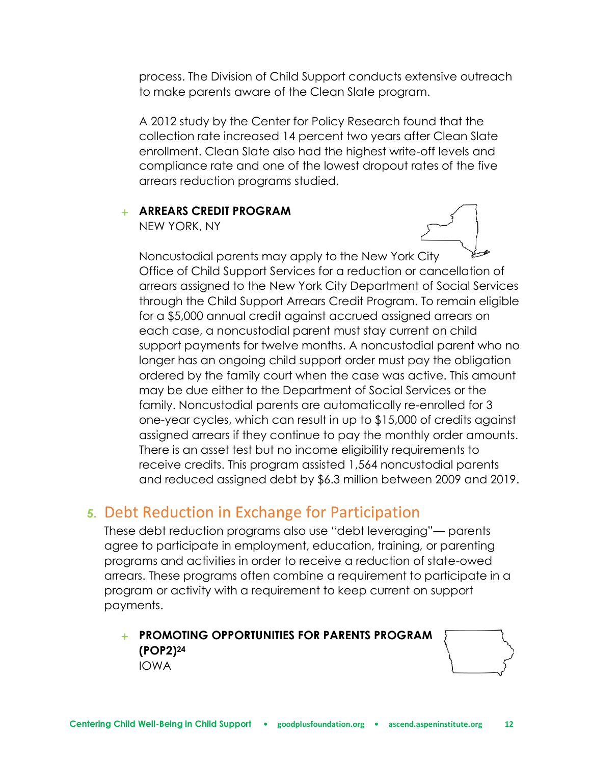process. The Division of Child Support conducts extensive outreach to make parents aware of the Clean Slate program.

A 2012 study by the Center for Policy Research found that the collection rate increased 14 percent two years after Clean Slate enrollment. Clean Slate also had the highest write-off levels and compliance rate and one of the lowest dropout rates of the five arrears reduction programs studied.

+ **ARREARS CREDIT PROGRAM**
  NEW YORK, NY

  Noncustodial parents may apply to the New York City Office of Child Support Services for a reduction or cancellation of arrears assigned to the New York City Department of Social Services through the Child Support Arrears Credit Program. To remain eligible for a $5,000 annual credit against accrued assigned arrears on each case, a noncustodial parent must stay current on child support payments for twelve months. A noncustodial parent who no longer has an ongoing child support order must pay the obligation ordered by the family court when the case was active. This amount may be due either to the Department of Social Services or the family. Noncustodial parents are automatically re-enrolled for 3 one-year cycles, which can result in up to $15,000 of credits against assigned arrears if they continue to pay the monthly order amounts. There is an asset test but no income eligibility requirements to receive credits. This program assisted 1,564 noncustodial parents and reduced assigned debt by $6.3 million between 2009 and 2019.

## 5. Debt Reduction in Exchange for Participation

These debt reduction programs also use "debt leveraging"— parents agree to participate in employment, education, training, or parenting programs and activities in order to receive a reduction of state-owed arrears. These programs often combine a requirement to participate in a program or activity with a requirement to keep current on support payments.

+ **PROMOTING OPPORTUNITIES FOR PARENTS PROGRAM (POP2)**[24]
  IOWA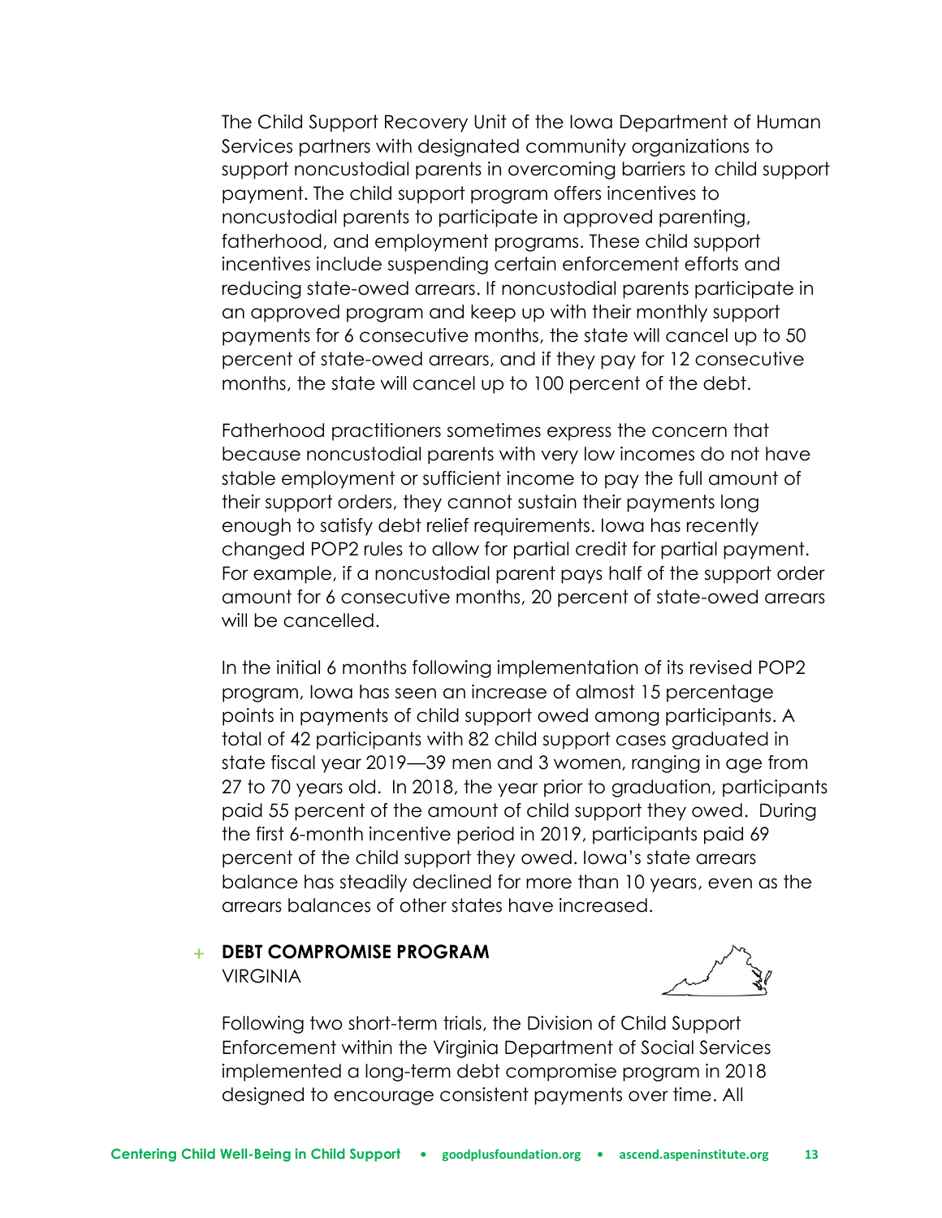The Child Support Recovery Unit of the Iowa Department of Human Services partners with designated community organizations to support noncustodial parents in overcoming barriers to child support payment. The child support program offers incentives to noncustodial parents to participate in approved parenting, fatherhood, and employment programs. These child support incentives include suspending certain enforcement efforts and reducing state-owed arrears. If noncustodial parents participate in an approved program and keep up with their monthly support payments for 6 consecutive months, the state will cancel up to 50 percent of state-owed arrears, and if they pay for 12 consecutive months, the state will cancel up to 100 percent of the debt.

Fatherhood practitioners sometimes express the concern that because noncustodial parents with very low incomes do not have stable employment or sufficient income to pay the full amount of their support orders, they cannot sustain their payments long enough to satisfy debt relief requirements. Iowa has recently changed POP2 rules to allow for partial credit for partial payment. For example, if a noncustodial parent pays half of the support order amount for 6 consecutive months, 20 percent of state-owed arrears will be cancelled.

In the initial 6 months following implementation of its revised POP2 program, Iowa has seen an increase of almost 15 percentage points in payments of child support owed among participants. A total of 42 participants with 82 child support cases graduated in state fiscal year 2019—39 men and 3 women, ranging in age from 27 to 70 years old. In 2018, the year prior to graduation, participants paid 55 percent of the amount of child support they owed. During the first 6-month incentive period in 2019, participants paid 69 percent of the child support they owed. Iowa's state arrears balance has steadily declined for more than 10 years, even as the arrears balances of other states have increased.

### + DEBT COMPROMISE PROGRAM
VIRGINIA

Following two short-term trials, the Division of Child Support Enforcement within the Virginia Department of Social Services implemented a long-term debt compromise program in 2018 designed to encourage consistent payments over time. All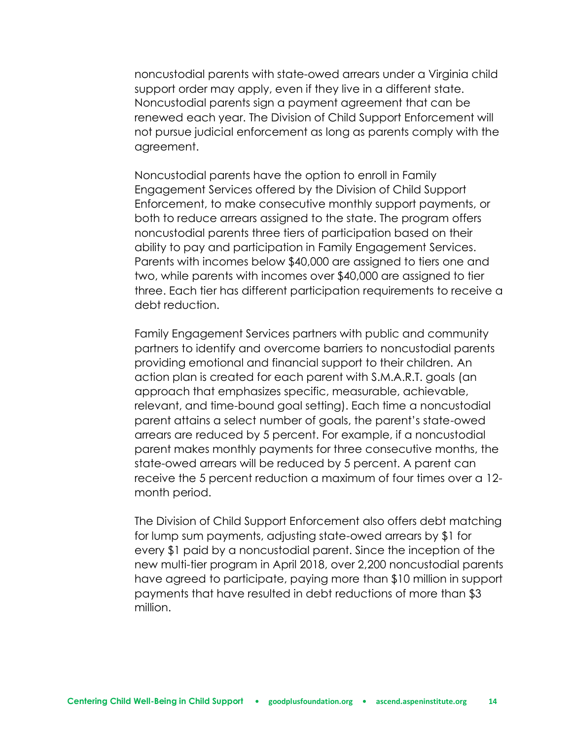noncustodial parents with state-owed arrears under a Virginia child support order may apply, even if they live in a different state. Noncustodial parents sign a payment agreement that can be renewed each year. The Division of Child Support Enforcement will not pursue judicial enforcement as long as parents comply with the agreement.

Noncustodial parents have the option to enroll in Family Engagement Services offered by the Division of Child Support Enforcement, to make consecutive monthly support payments, or both to reduce arrears assigned to the state. The program offers noncustodial parents three tiers of participation based on their ability to pay and participation in Family Engagement Services. Parents with incomes below $40,000 are assigned to tiers one and two, while parents with incomes over $40,000 are assigned to tier three. Each tier has different participation requirements to receive a debt reduction.

Family Engagement Services partners with public and community partners to identify and overcome barriers to noncustodial parents providing emotional and financial support to their children. An action plan is created for each parent with S.M.A.R.T. goals (an approach that emphasizes specific, measurable, achievable, relevant, and time-bound goal setting). Each time a noncustodial parent attains a select number of goals, the parent's state-owed arrears are reduced by 5 percent. For example, if a noncustodial parent makes monthly payments for three consecutive months, the state-owed arrears will be reduced by 5 percent. A parent can receive the 5 percent reduction a maximum of four times over a 12-month period.

The Division of Child Support Enforcement also offers debt matching for lump sum payments, adjusting state-owed arrears by $1 for every $1 paid by a noncustodial parent. Since the inception of the new multi-tier program in April 2018, over 2,200 noncustodial parents have agreed to participate, paying more than $10 million in support payments that have resulted in debt reductions of more than $3 million.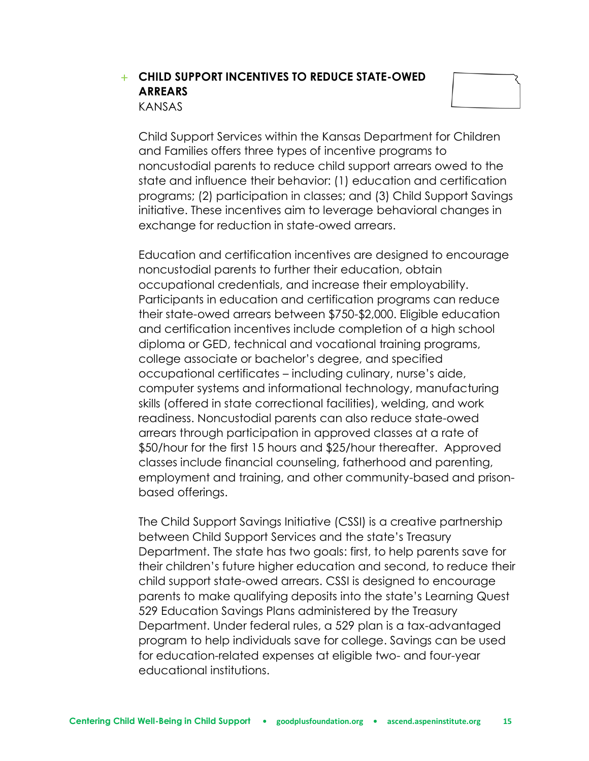### + CHILD SUPPORT INCENTIVES TO REDUCE STATE-OWED ARREARS

KANSAS

Child Support Services within the Kansas Department for Children and Families offers three types of incentive programs to noncustodial parents to reduce child support arrears owed to the state and influence their behavior: (1) education and certification programs; (2) participation in classes; and (3) Child Support Savings initiative. These incentives aim to leverage behavioral changes in exchange for reduction in state-owed arrears.

Education and certification incentives are designed to encourage noncustodial parents to further their education, obtain occupational credentials, and increase their employability. Participants in education and certification programs can reduce their state-owed arrears between $750-$2,000. Eligible education and certification incentives include completion of a high school diploma or GED, technical and vocational training programs, college associate or bachelor's degree, and specified occupational certificates – including culinary, nurse's aide, computer systems and informational technology, manufacturing skills (offered in state correctional facilities), welding, and work readiness. Noncustodial parents can also reduce state-owed arrears through participation in approved classes at a rate of $50/hour for the first 15 hours and $25/hour thereafter. Approved classes include financial counseling, fatherhood and parenting, employment and training, and other community-based and prison-based offerings.

The Child Support Savings Initiative (CSSI) is a creative partnership between Child Support Services and the state's Treasury Department. The state has two goals: first, to help parents save for their children's future higher education and second, to reduce their child support state-owed arrears. CSSI is designed to encourage parents to make qualifying deposits into the state's Learning Quest 529 Education Savings Plans administered by the Treasury Department. Under federal rules, a 529 plan is a tax-advantaged program to help individuals save for college. Savings can be used for education-related expenses at eligible two- and four-year educational institutions.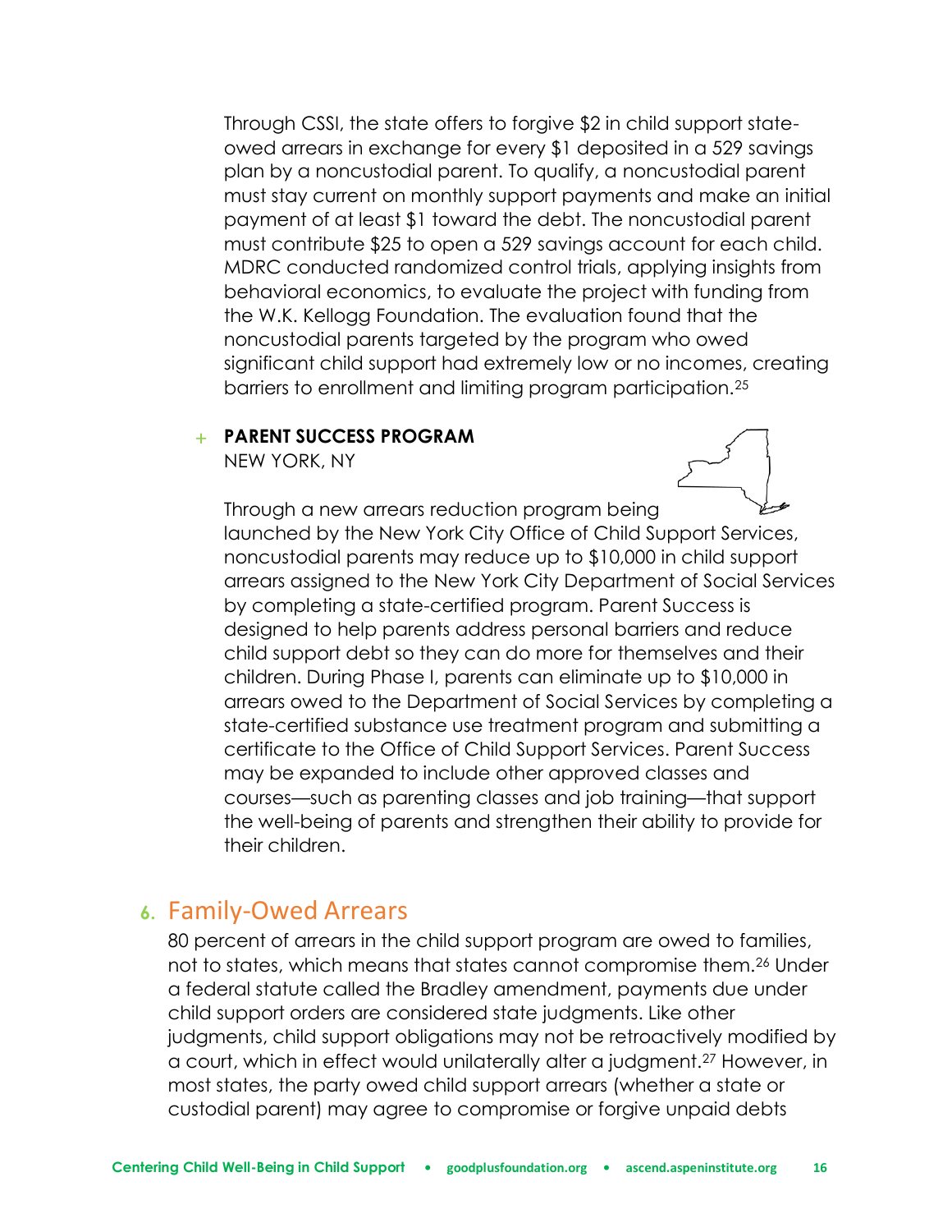Through CSSI, the state offers to forgive $2 in child support state-owed arrears in exchange for every $1 deposited in a 529 savings plan by a noncustodial parent. To qualify, a noncustodial parent must stay current on monthly support payments and make an initial payment of at least $1 toward the debt. The noncustodial parent must contribute $25 to open a 529 savings account for each child. MDRC conducted randomized control trials, applying insights from behavioral economics, to evaluate the project with funding from the W.K. Kellogg Foundation. The evaluation found that the noncustodial parents targeted by the program who owed significant child support had extremely low or no incomes, creating barriers to enrollment and limiting program participation.[25]

+ **PARENT SUCCESS PROGRAM**
  NEW YORK, NY

  Through a new arrears reduction program being launched by the New York City Office of Child Support Services, noncustodial parents may reduce up to $10,000 in child support arrears assigned to the New York City Department of Social Services by completing a state-certified program. Parent Success is designed to help parents address personal barriers and reduce child support debt so they can do more for themselves and their children. During Phase I, parents can eliminate up to $10,000 in arrears owed to the Department of Social Services by completing a state-certified substance use treatment program and submitting a certificate to the Office of Child Support Services. Parent Success may be expanded to include other approved classes and courses—such as parenting classes and job training—that support the well-being of parents and strengthen their ability to provide for their children.

## 6. Family-Owed Arrears

80 percent of arrears in the child support program are owed to families, not to states, which means that states cannot compromise them.[26] Under a federal statute called the Bradley amendment, payments due under child support orders are considered state judgments. Like other judgments, child support obligations may not be retroactively modified by a court, which in effect would unilaterally alter a judgment.[27] However, in most states, the party owed child support arrears (whether a state or custodial parent) may agree to compromise or forgive unpaid debts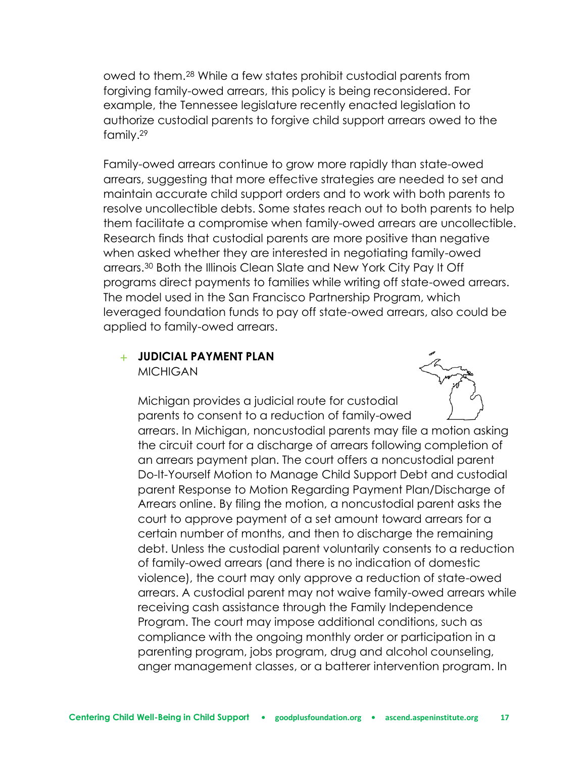owed to them.[28] While a few states prohibit custodial parents from forgiving family-owed arrears, this policy is being reconsidered. For example, the Tennessee legislature recently enacted legislation to authorize custodial parents to forgive child support arrears owed to the family.[29]

Family-owed arrears continue to grow more rapidly than state-owed arrears, suggesting that more effective strategies are needed to set and maintain accurate child support orders and to work with both parents to resolve uncollectible debts. Some states reach out to both parents to help them facilitate a compromise when family-owed arrears are uncollectible. Research finds that custodial parents are more positive than negative when asked whether they are interested in negotiating family-owed arrears.[30] Both the Illinois Clean Slate and New York City Pay It Off programs direct payments to families while writing off state-owed arrears. The model used in the San Francisco Partnership Program, which leveraged foundation funds to pay off state-owed arrears, also could be applied to family-owed arrears.

+ **JUDICIAL PAYMENT PLAN**
  MICHIGAN

  Michigan provides a judicial route for custodial parents to consent to a reduction of family-owed arrears. In Michigan, noncustodial parents may file a motion asking the circuit court for a discharge of arrears following completion of an arrears payment plan. The court offers a noncustodial parent Do-It-Yourself Motion to Manage Child Support Debt and custodial parent Response to Motion Regarding Payment Plan/Discharge of Arrears online. By filing the motion, a noncustodial parent asks the court to approve payment of a set amount toward arrears for a certain number of months, and then to discharge the remaining debt. Unless the custodial parent voluntarily consents to a reduction of family-owed arrears (and there is no indication of domestic violence), the court may only approve a reduction of state-owed arrears. A custodial parent may not waive family-owed arrears while receiving cash assistance through the Family Independence Program. The court may impose additional conditions, such as compliance with the ongoing monthly order or participation in a parenting program, jobs program, drug and alcohol counseling, anger management classes, or a batterer intervention program. In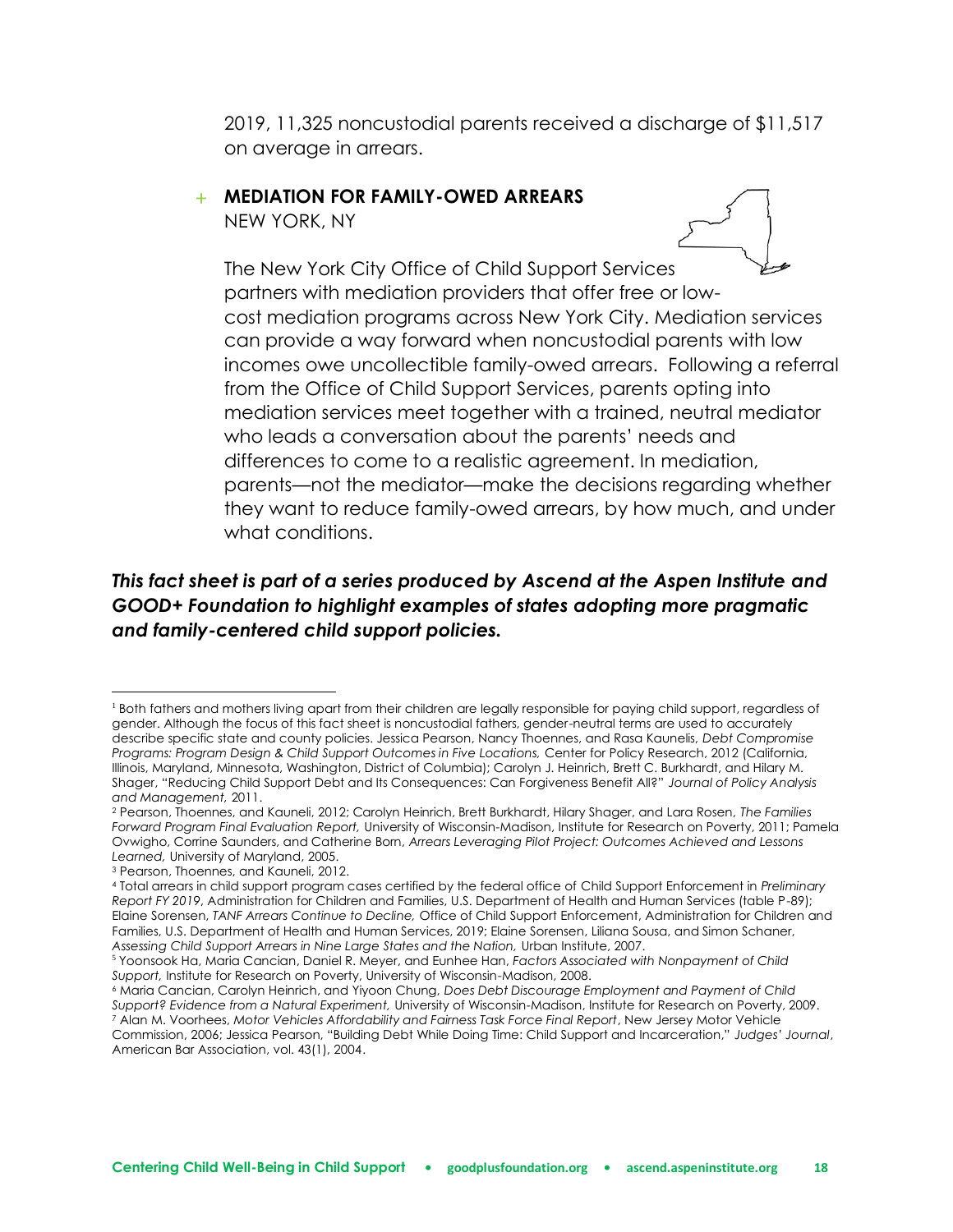2019, 11,325 noncustodial parents received a discharge of $11,517 on average in arrears.

+ **MEDIATION FOR FAMILY-OWED ARREARS**
  NEW YORK, NY

  The New York City Office of Child Support Services partners with mediation providers that offer free or low-cost mediation programs across New York City. Mediation services can provide a way forward when noncustodial parents with low incomes owe uncollectible family-owed arrears. Following a referral from the Office of Child Support Services, parents opting into mediation services meet together with a trained, neutral mediator who leads a conversation about the parents' needs and differences to come to a realistic agreement. In mediation, parents—not the mediator—make the decisions regarding whether they want to reduce family-owed arrears, by how much, and under what conditions.

***This fact sheet is part of a series produced by Ascend at the Aspen Institute and GOOD+ Foundation to highlight examples of states adopting more pragmatic and family-centered child support policies.***

---

[1] Both fathers and mothers living apart from their children are legally responsible for paying child support, regardless of gender. Although the focus of this fact sheet is noncustodial fathers, gender-neutral terms are used to accurately describe specific state and county policies. Jessica Pearson, Nancy Thoennes, and Rasa Kaunelis, *Debt Compromise Programs: Program Design & Child Support Outcomes in Five Locations,* Center for Policy Research, 2012 (California, Illinois, Maryland, Minnesota, Washington, District of Columbia); Carolyn J. Heinrich, Brett C. Burkhardt, and Hilary M. Shager, "Reducing Child Support Debt and Its Consequences: Can Forgiveness Benefit All?" *Journal of Policy Analysis and Management,* 2011.

[2] Pearson, Thoennes, and Kauneli, 2012; Carolyn Heinrich, Brett Burkhardt, Hilary Shager, and Lara Rosen, *The Families Forward Program Final Evaluation Report,* University of Wisconsin-Madison, Institute for Research on Poverty, 2011; Pamela Ovwigho, Corrine Saunders, and Catherine Born, *Arrears Leveraging Pilot Project: Outcomes Achieved and Lessons Learned,* University of Maryland, 2005.

[3] Pearson, Thoennes, and Kauneli, 2012.

[4] Total arrears in child support program cases certified by the federal office of Child Support Enforcement in *Preliminary Report FY 2019*, Administration for Children and Families, U.S. Department of Health and Human Services (table P-89); Elaine Sorensen, *TANF Arrears Continue to Decline,* Office of Child Support Enforcement, Administration for Children and Families, U.S. Department of Health and Human Services, 2019; Elaine Sorensen, Liliana Sousa, and Simon Schaner, *Assessing Child Support Arrears in Nine Large States and the Nation,* Urban Institute, 2007.

[5] Yoonsook Ha, Maria Cancian, Daniel R. Meyer, and Eunhee Han, *Factors Associated with Nonpayment of Child Support,* Institute for Research on Poverty, University of Wisconsin-Madison, 2008.

[6] Maria Cancian, Carolyn Heinrich, and Yiyoon Chung, *Does Debt Discourage Employment and Payment of Child Support? Evidence from a Natural Experiment,* University of Wisconsin-Madison, Institute for Research on Poverty, 2009.

[7] Alan M. Voorhees, *Motor Vehicles Affordability and Fairness Task Force Final Report*, New Jersey Motor Vehicle Commission, 2006; Jessica Pearson, "Building Debt While Doing Time: Child Support and Incarceration," *Judges' Journal*, American Bar Association, vol. 43(1), 2004.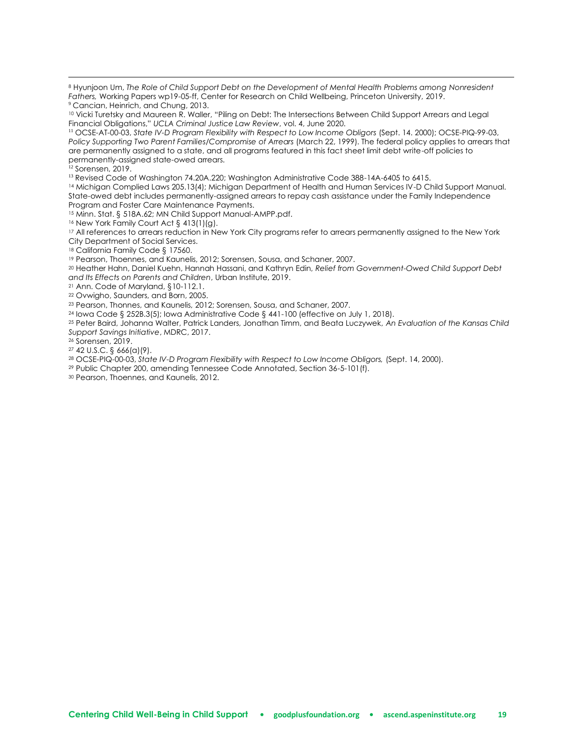[8] Hyunjoon Um, *The Role of Child Support Debt on the Development of Mental Health Problems among Nonresident Fathers,* Working Papers wp19-05-ff, Center for Research on Child Wellbeing, Princeton University, 2019.

[9] Cancian, Heinrich, and Chung, 2013.

[10] Vicki Turetsky and Maureen R. Waller, "Piling on Debt: The Intersections Between Child Support Arrears and Legal Financial Obligations," *UCLA Criminal Justice Law Review*, vol. 4, June 2020.

[11] OCSE-AT-00-03, *State IV-D Program Flexibility with Respect to Low Income Obligors* (Sept. 14. 2000); OCSE-PIQ-99-03, *Policy Supporting Two Parent Families/Compromise of Arrears* (March 22, 1999). The federal policy applies to arrears that are permanently assigned to a state, and all programs featured in this fact sheet limit debt write-off policies to permanently-assigned state-owed arrears.

[12] Sorensen, 2019.

[13] Revised Code of Washington 74.20A.220; Washington Administrative Code 388-14A-6405 to 6415.

[14] Michigan Complied Laws 205.13(4); Michigan Department of Health and Human Services IV-D Child Support Manual. State-owed debt includes permanently-assigned arrears to repay cash assistance under the Family Independence Program and Foster Care Maintenance Payments.

[15] Minn. Stat. § 518A.62; MN Child Support Manual-AMPP.pdf.

[16] New York Family Court Act § 413(1)(g).

[17] All references to arrears reduction in New York City programs refer to arrears permanently assigned to the New York City Department of Social Services.

[18] California Family Code § 17560.

[19] Pearson, Thoennes, and Kaunelis, 2012; Sorensen, Sousa, and Schaner, 2007.

[20] Heather Hahn, Daniel Kuehn, Hannah Hassani, and Kathryn Edin, *Relief from Government-Owed Child Support Debt and Its Effects on Parents and Children*, Urban Institute, 2019.

[21] Ann. Code of Maryland, §10-112.1.

[22] Ovwigho, Saunders, and Born, 2005.

[23] Pearson, Thonnes, and Kaunelis, 2012; Sorensen, Sousa, and Schaner, 2007.

[24] Iowa Code § 252B.3(5); Iowa Administrative Code § 441-100 (effective on July 1, 2018).

[25] Peter Baird, Johanna Walter, Patrick Landers, Jonathan Timm, and Beata Luczywek, *An Evaluation of the Kansas Child Support Savings Initiative*, MDRC, 2017.

[26] Sorensen, 2019.

[27] 42 U.S.C. § 666(a)(9).

[28] OCSE-PIQ-00-03, *State IV-D Program Flexibility with Respect to Low Income Obligors,* (Sept. 14, 2000).

[29] Public Chapter 200, amending Tennessee Code Annotated, Section 36-5-101(f).

[30] Pearson, Thoennes, and Kaunelis, 2012.